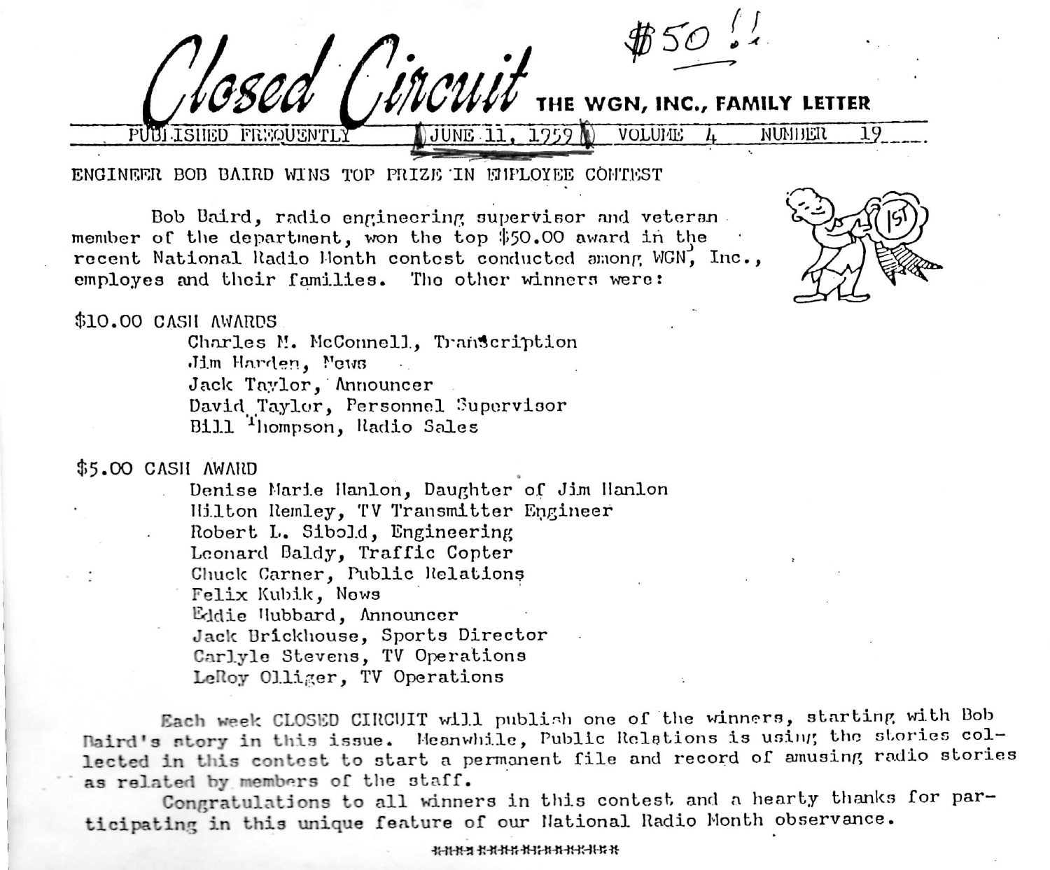# Closed Circuit

$50 !!

**THE WGN, INC., FAMILY LETTER**

PUBLISHED FREQUENTLY — JUNE 11, 1959 — VOLUME 4 — NUMBER 19

## ENGINEER BOB BAIRD WINS TOP PRIZE IN EMPLOYEE CONTEST

Bob Baird, radio engineering supervisor and veteran member of the department, won the top $50.00 award in the recent National Radio Month contest conducted among WGN, Inc., employes and their families. The other winners were:

$10.00 CASH AWARDS

- Charles M. McConnell, Transcription
- Jim Harden, News
- Jack Taylor, Announcer
- David Taylor, Personnel Supervisor
- Bill Thompson, Radio Sales

$5.00 CASH AWARD

- Denise Marie Hanlon, Daughter of Jim Hanlon
- Hilton Remley, TV Transmitter Engineer
- Robert L. Sibold, Engineering
- Leonard Baldy, Traffic Copter
- Chuck Carner, Public Relations
- Felix Kubik, News
- Eddie Hubbard, Announcer
- Jack Brickhouse, Sports Director
- Carlyle Stevens, TV Operations
- LeRoy Olliger, TV Operations

Each week CLOSED CIRCUIT will publish one of the winners, starting with Bob Baird's story in this issue. Meanwhile, Public Relations is using the stories collected in this contest to start a permanent file and record of amusing radio stories as related by members of the staff.

Congratulations to all winners in this contest and a hearty thanks for participating in this unique feature of our National Radio Month observance.

###### ###### ###### ######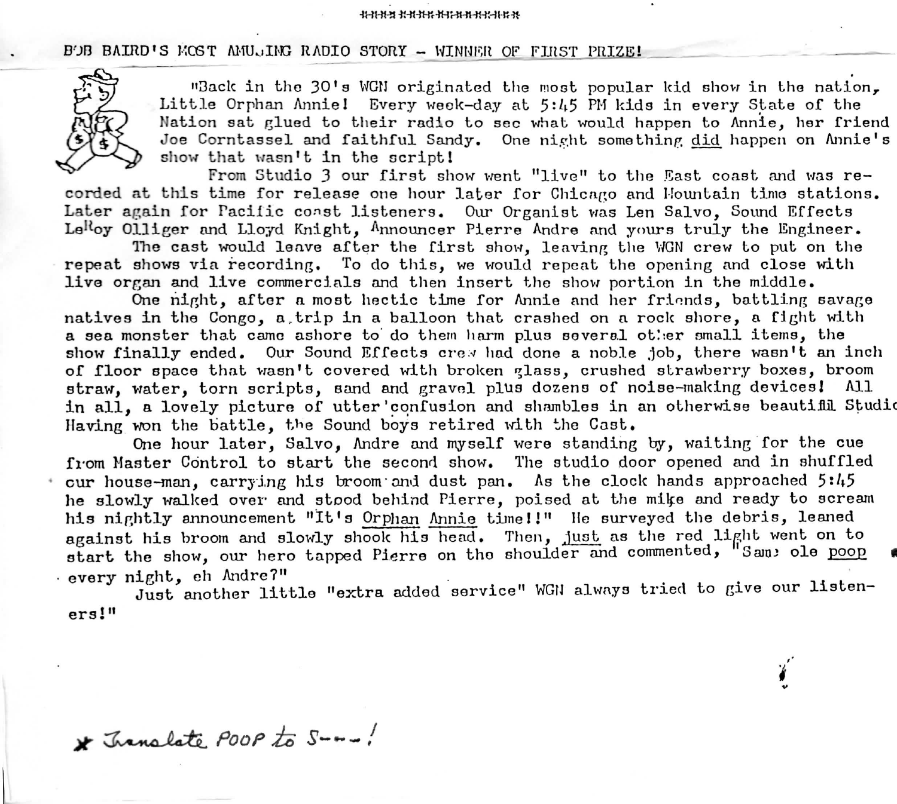## BOB BAIRD'S MOST AMUSING RADIO STORY - WINNER OF FIRST PRIZE!

"Back in the 30's WGN originated the most popular kid show in the nation, Little Orphan Annie! Every week-day at 5:45 PM kids in every State of the Nation sat glued to their radio to see what would happen to Annie, her friend Joe Corntassel and faithful Sandy. One night something did happen on Annie's show that wasn't in the script!

From Studio 3 our first show went "live" to the East coast and was recorded at this time for release one hour later for Chicago and Mountain time stations. Later again for Pacific coast listeners. Our Organist was Len Salvo, Sound Effects LeRoy Olliger and Lloyd Knight, Announcer Pierre Andre and yours truly the Engineer.

The cast would leave after the first show, leaving the WGN crew to put on the repeat shows via recording. To do this, we would repeat the opening and close with live organ and live commercials and then insert the show portion in the middle.

One night, after a most hectic time for Annie and her friends, battling savage natives in the Congo, a trip in a balloon that crashed on a rock shore, a fight with a sea monster that came ashore to do them harm plus several other small items, the show finally ended. Our Sound Effects crew had done a noble job, there wasn't an inch of floor space that wasn't covered with broken glass, crushed strawberry boxes, broom straw, water, torn scripts, sand and gravel plus dozens of noise-making devices! All in all, a lovely picture of utter confusion and shambles in an otherwise beautiful Studio. Having won the battle, the Sound boys retired with the Cast.

One hour later, Salvo, Andre and myself were standing by, waiting for the cue from Master Control to start the second show. The studio door opened and in shuffled our house-man, carrying his broom and dust pan. As the clock hands approached 5:45 he slowly walked over and stood behind Pierre, poised at the mike and ready to scream his nightly announcement "It's Orphan Annie time!!" He surveyed the debris, leaned against his broom and slowly shook his head. Then, just as the red light went on to start the show, our hero tapped Pierre on the shoulder and commented, "Same ole poop* every night, eh Andre?"

Just another little "extra added service" WGN always tried to give our listeners!"

* Translate POOP to S---!